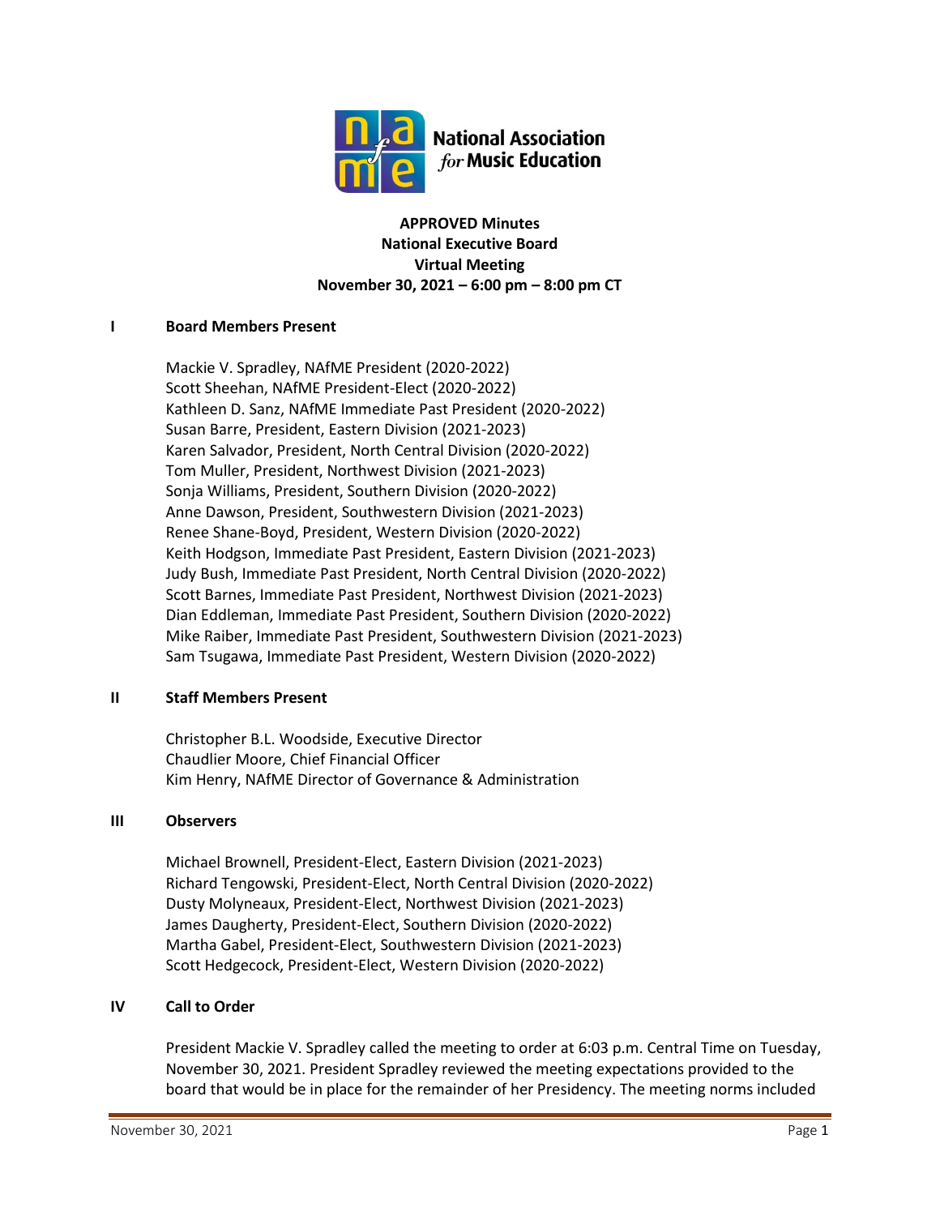National Association *for* Music Education

**APPROVED Minutes**
**National Executive Board**
**Virtual Meeting**
**November 30, 2021 – 6:00 pm – 8:00 pm CT**

## I Board Members Present

Mackie V. Spradley, NAfME President (2020-2022)
Scott Sheehan, NAfME President-Elect (2020-2022)
Kathleen D. Sanz, NAfME Immediate Past President (2020-2022)
Susan Barre, President, Eastern Division (2021-2023)
Karen Salvador, President, North Central Division (2020-2022)
Tom Muller, President, Northwest Division (2021-2023)
Sonja Williams, President, Southern Division (2020-2022)
Anne Dawson, President, Southwestern Division (2021-2023)
Renee Shane-Boyd, President, Western Division (2020-2022)
Keith Hodgson, Immediate Past President, Eastern Division (2021-2023)
Judy Bush, Immediate Past President, North Central Division (2020-2022)
Scott Barnes, Immediate Past President, Northwest Division (2021-2023)
Dian Eddleman, Immediate Past President, Southern Division (2020-2022)
Mike Raiber, Immediate Past President, Southwestern Division (2021-2023)
Sam Tsugawa, Immediate Past President, Western Division (2020-2022)

## II Staff Members Present

Christopher B.L. Woodside, Executive Director
Chaudlier Moore, Chief Financial Officer
Kim Henry, NAfME Director of Governance & Administration

## III Observers

Michael Brownell, President-Elect, Eastern Division (2021-2023)
Richard Tengowski, President-Elect, North Central Division (2020-2022)
Dusty Molyneaux, President-Elect, Northwest Division (2021-2023)
James Daugherty, President-Elect, Southern Division (2020-2022)
Martha Gabel, President-Elect, Southwestern Division (2021-2023)
Scott Hedgecock, President-Elect, Western Division (2020-2022)

## IV Call to Order

President Mackie V. Spradley called the meeting to order at 6:03 p.m. Central Time on Tuesday, November 30, 2021. President Spradley reviewed the meeting expectations provided to the board that would be in place for the remainder of her Presidency. The meeting norms included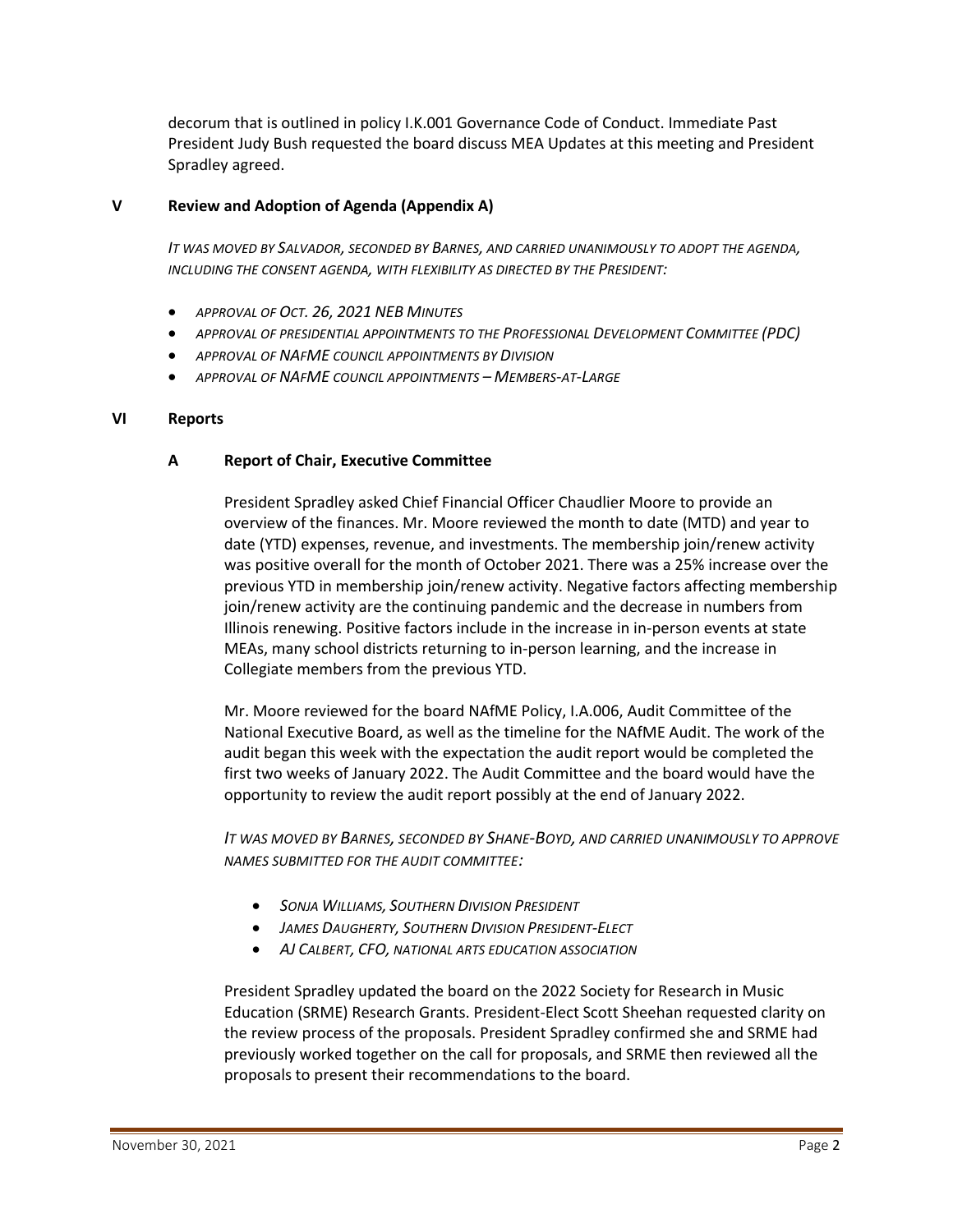decorum that is outlined in policy I.K.001 Governance Code of Conduct. Immediate Past President Judy Bush requested the board discuss MEA Updates at this meeting and President Spradley agreed.

## V Review and Adoption of Agenda (Appendix A)

*IT WAS MOVED BY SALVADOR, SECONDED BY BARNES, AND CARRIED UNANIMOUSLY TO ADOPT THE AGENDA, INCLUDING THE CONSENT AGENDA, WITH FLEXIBILITY AS DIRECTED BY THE PRESIDENT:*

- *APPROVAL OF OCT. 26, 2021 NEB MINUTES*
- *APPROVAL OF PRESIDENTIAL APPOINTMENTS TO THE PROFESSIONAL DEVELOPMENT COMMITTEE (PDC)*
- *APPROVAL OF NAFME COUNCIL APPOINTMENTS BY DIVISION*
- *APPROVAL OF NAFME COUNCIL APPOINTMENTS – MEMBERS-AT-LARGE*

## VI Reports

### A Report of Chair, Executive Committee

President Spradley asked Chief Financial Officer Chaudlier Moore to provide an overview of the finances. Mr. Moore reviewed the month to date (MTD) and year to date (YTD) expenses, revenue, and investments. The membership join/renew activity was positive overall for the month of October 2021. There was a 25% increase over the previous YTD in membership join/renew activity. Negative factors affecting membership join/renew activity are the continuing pandemic and the decrease in numbers from Illinois renewing. Positive factors include in the increase in in-person events at state MEAs, many school districts returning to in-person learning, and the increase in Collegiate members from the previous YTD.

Mr. Moore reviewed for the board NAfME Policy, I.A.006, Audit Committee of the National Executive Board, as well as the timeline for the NAfME Audit. The work of the audit began this week with the expectation the audit report would be completed the first two weeks of January 2022. The Audit Committee and the board would have the opportunity to review the audit report possibly at the end of January 2022.

*IT WAS MOVED BY BARNES, SECONDED BY SHANE-BOYD, AND CARRIED UNANIMOUSLY TO APPROVE NAMES SUBMITTED FOR THE AUDIT COMMITTEE:*

- *SONJA WILLIAMS, SOUTHERN DIVISION PRESIDENT*
- *JAMES DAUGHERTY, SOUTHERN DIVISION PRESIDENT-ELECT*
- *AJ CALBERT, CFO, NATIONAL ARTS EDUCATION ASSOCIATION*

President Spradley updated the board on the 2022 Society for Research in Music Education (SRME) Research Grants. President-Elect Scott Sheehan requested clarity on the review process of the proposals. President Spradley confirmed she and SRME had previously worked together on the call for proposals, and SRME then reviewed all the proposals to present their recommendations to the board.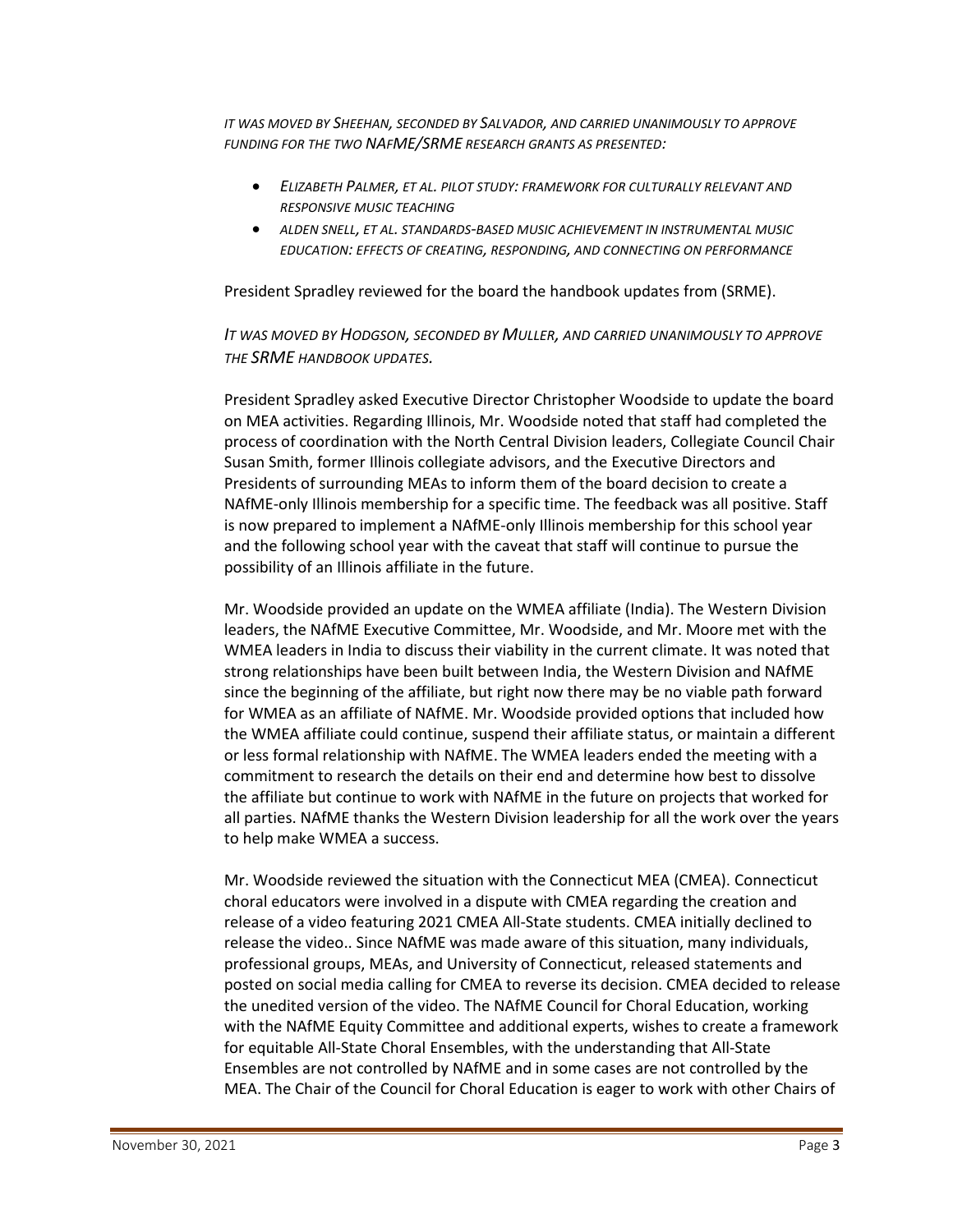*IT WAS MOVED BY SHEEHAN, SECONDED BY SALVADOR, AND CARRIED UNANIMOUSLY TO APPROVE FUNDING FOR THE TWO NAFME/SRME RESEARCH GRANTS AS PRESENTED:*

- *ELIZABETH PALMER, ET AL. PILOT STUDY: FRAMEWORK FOR CULTURALLY RELEVANT AND RESPONSIVE MUSIC TEACHING*
- *ALDEN SNELL, ET AL. STANDARDS-BASED MUSIC ACHIEVEMENT IN INSTRUMENTAL MUSIC EDUCATION: EFFECTS OF CREATING, RESPONDING, AND CONNECTING ON PERFORMANCE*

President Spradley reviewed for the board the handbook updates from (SRME).

*IT WAS MOVED BY HODGSON, SECONDED BY MULLER, AND CARRIED UNANIMOUSLY TO APPROVE THE SRME HANDBOOK UPDATES.*

President Spradley asked Executive Director Christopher Woodside to update the board on MEA activities. Regarding Illinois, Mr. Woodside noted that staff had completed the process of coordination with the North Central Division leaders, Collegiate Council Chair Susan Smith, former Illinois collegiate advisors, and the Executive Directors and Presidents of surrounding MEAs to inform them of the board decision to create a NAfME-only Illinois membership for a specific time. The feedback was all positive. Staff is now prepared to implement a NAfME-only Illinois membership for this school year and the following school year with the caveat that staff will continue to pursue the possibility of an Illinois affiliate in the future.

Mr. Woodside provided an update on the WMEA affiliate (India). The Western Division leaders, the NAfME Executive Committee, Mr. Woodside, and Mr. Moore met with the WMEA leaders in India to discuss their viability in the current climate. It was noted that strong relationships have been built between India, the Western Division and NAfME since the beginning of the affiliate, but right now there may be no viable path forward for WMEA as an affiliate of NAfME. Mr. Woodside provided options that included how the WMEA affiliate could continue, suspend their affiliate status, or maintain a different or less formal relationship with NAfME. The WMEA leaders ended the meeting with a commitment to research the details on their end and determine how best to dissolve the affiliate but continue to work with NAfME in the future on projects that worked for all parties. NAfME thanks the Western Division leadership for all the work over the years to help make WMEA a success.

Mr. Woodside reviewed the situation with the Connecticut MEA (CMEA). Connecticut choral educators were involved in a dispute with CMEA regarding the creation and release of a video featuring 2021 CMEA All-State students. CMEA initially declined to release the video.. Since NAfME was made aware of this situation, many individuals, professional groups, MEAs, and University of Connecticut, released statements and posted on social media calling for CMEA to reverse its decision. CMEA decided to release the unedited version of the video. The NAfME Council for Choral Education, working with the NAfME Equity Committee and additional experts, wishes to create a framework for equitable All-State Choral Ensembles, with the understanding that All-State Ensembles are not controlled by NAfME and in some cases are not controlled by the MEA. The Chair of the Council for Choral Education is eager to work with other Chairs of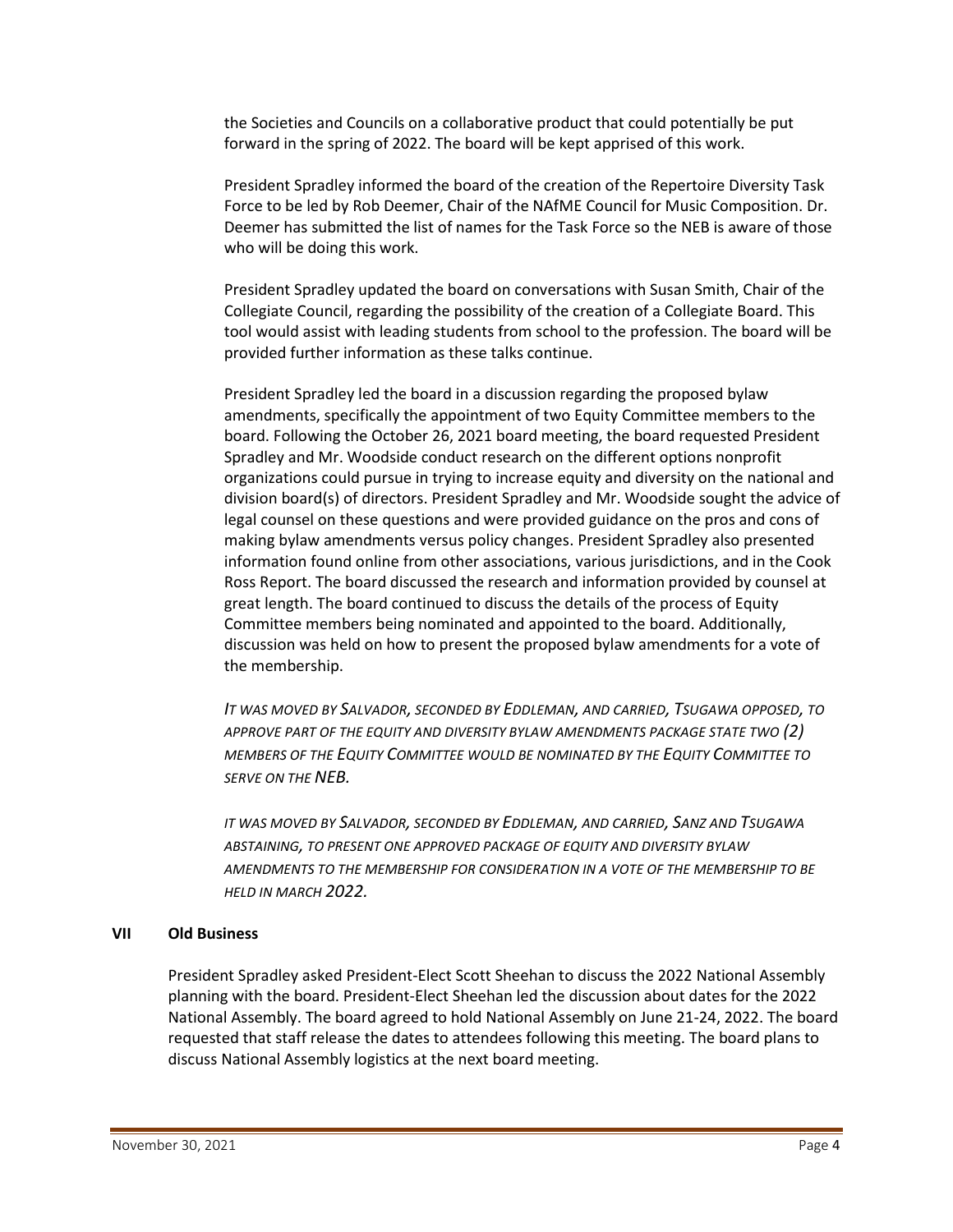the Societies and Councils on a collaborative product that could potentially be put forward in the spring of 2022. The board will be kept apprised of this work.

President Spradley informed the board of the creation of the Repertoire Diversity Task Force to be led by Rob Deemer, Chair of the NAfME Council for Music Composition. Dr. Deemer has submitted the list of names for the Task Force so the NEB is aware of those who will be doing this work.

President Spradley updated the board on conversations with Susan Smith, Chair of the Collegiate Council, regarding the possibility of the creation of a Collegiate Board. This tool would assist with leading students from school to the profession. The board will be provided further information as these talks continue.

President Spradley led the board in a discussion regarding the proposed bylaw amendments, specifically the appointment of two Equity Committee members to the board. Following the October 26, 2021 board meeting, the board requested President Spradley and Mr. Woodside conduct research on the different options nonprofit organizations could pursue in trying to increase equity and diversity on the national and division board(s) of directors. President Spradley and Mr. Woodside sought the advice of legal counsel on these questions and were provided guidance on the pros and cons of making bylaw amendments versus policy changes. President Spradley also presented information found online from other associations, various jurisdictions, and in the Cook Ross Report. The board discussed the research and information provided by counsel at great length. The board continued to discuss the details of the process of Equity Committee members being nominated and appointed to the board. Additionally, discussion was held on how to present the proposed bylaw amendments for a vote of the membership.

*IT WAS MOVED BY SALVADOR, SECONDED BY EDDLEMAN, AND CARRIED, TSUGAWA OPPOSED, TO APPROVE PART OF THE EQUITY AND DIVERSITY BYLAW AMENDMENTS PACKAGE STATE TWO (2) MEMBERS OF THE EQUITY COMMITTEE WOULD BE NOMINATED BY THE EQUITY COMMITTEE TO SERVE ON THE NEB.*

*IT WAS MOVED BY SALVADOR, SECONDED BY EDDLEMAN, AND CARRIED, SANZ AND TSUGAWA ABSTAINING, TO PRESENT ONE APPROVED PACKAGE OF EQUITY AND DIVERSITY BYLAW AMENDMENTS TO THE MEMBERSHIP FOR CONSIDERATION IN A VOTE OF THE MEMBERSHIP TO BE HELD IN MARCH 2022.*

## VII Old Business

President Spradley asked President-Elect Scott Sheehan to discuss the 2022 National Assembly planning with the board. President-Elect Sheehan led the discussion about dates for the 2022 National Assembly. The board agreed to hold National Assembly on June 21-24, 2022. The board requested that staff release the dates to attendees following this meeting. The board plans to discuss National Assembly logistics at the next board meeting.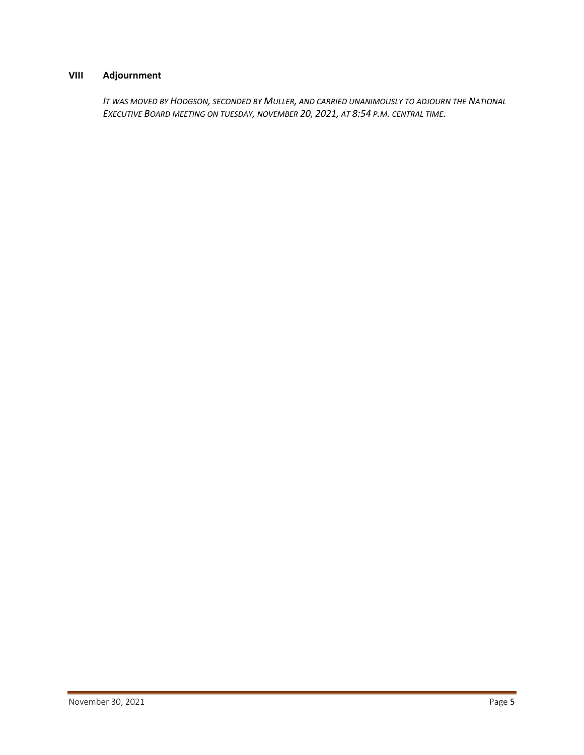## VIII Adjournment

*IT WAS MOVED BY HODGSON, SECONDED BY MULLER, AND CARRIED UNANIMOUSLY TO ADJOURN THE NATIONAL EXECUTIVE BOARD MEETING ON TUESDAY, NOVEMBER 20, 2021, AT 8:54 P.M. CENTRAL TIME.*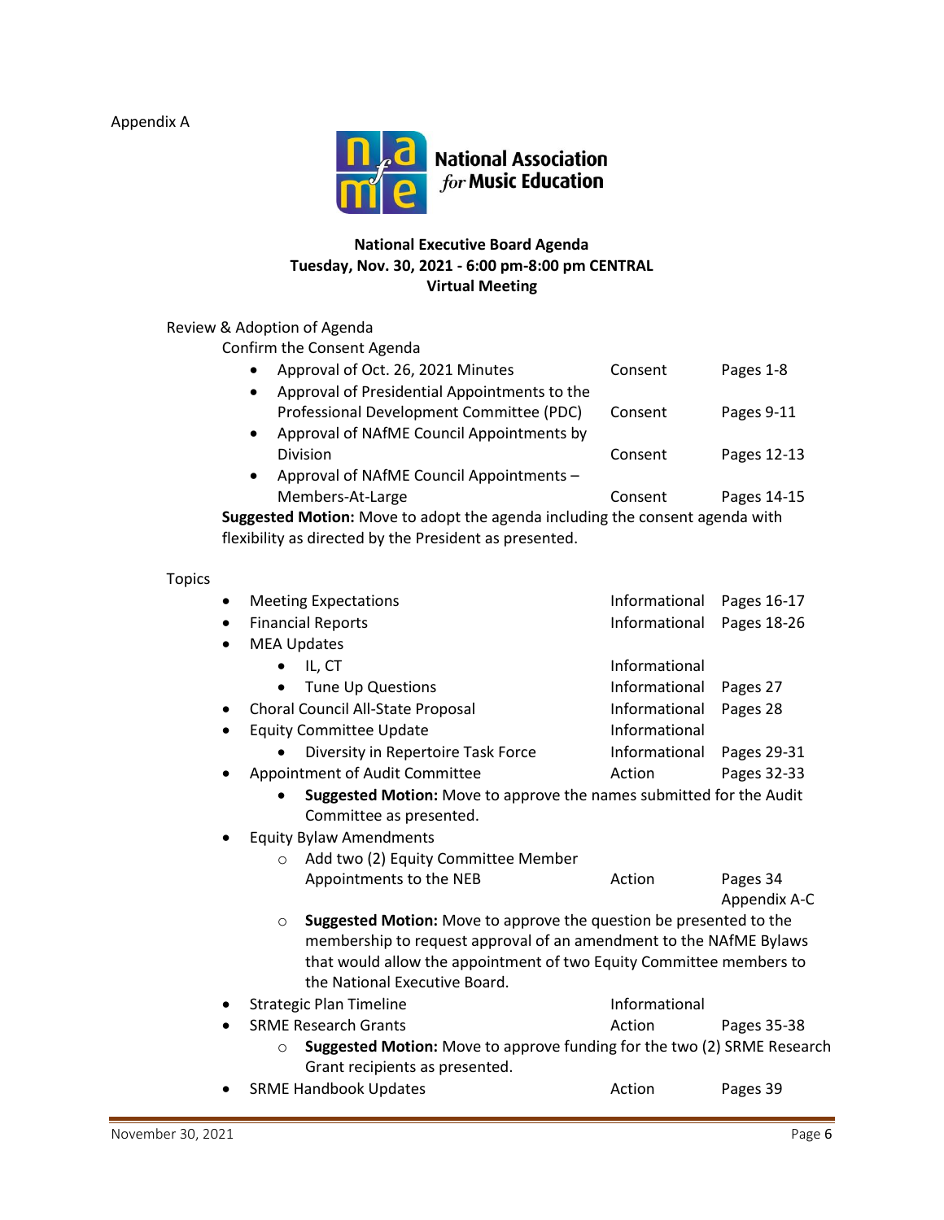Appendix A

**National Association for Music Education**

**National Executive Board Agenda**
**Tuesday, Nov. 30, 2021 - 6:00 pm-8:00 pm CENTRAL**
**Virtual Meeting**

Review & Adoption of Agenda

Confirm the Consent Agenda

| Item | Type | Pages |
|---|---|---|
| • Approval of Oct. 26, 2021 Minutes | Consent | Pages 1-8 |
| • Approval of Presidential Appointments to the Professional Development Committee (PDC) | Consent | Pages 9-11 |
| • Approval of NAfME Council Appointments by Division | Consent | Pages 12-13 |
| • Approval of NAfME Council Appointments – Members-At-Large | Consent | Pages 14-15 |

**Suggested Motion:** Move to adopt the agenda including the consent agenda with flexibility as directed by the President as presented.

Topics

| Item | Type | Pages |
|---|---|---|
| • Meeting Expectations | Informational | Pages 16-17 |
| • Financial Reports | Informational | Pages 18-26 |
| • MEA Updates | | |
| &nbsp;&nbsp;&nbsp;&nbsp;• IL, CT | Informational | |
| &nbsp;&nbsp;&nbsp;&nbsp;• Tune Up Questions | Informational | Pages 27 |
| • Choral Council All-State Proposal | Informational | Pages 28 |
| • Equity Committee Update | Informational | |
| &nbsp;&nbsp;&nbsp;&nbsp;• Diversity in Repertoire Task Force | Informational | Pages 29-31 |
| • Appointment of Audit Committee | Action | Pages 32-33 |

- **Suggested Motion:** Move to approve the names submitted for the Audit Committee as presented.

| Item | Type | Pages |
|---|---|---|
| • Equity Bylaw Amendments | | |
| &nbsp;&nbsp;&nbsp;&nbsp;○ Add two (2) Equity Committee Member Appointments to the NEB | Action | Pages 34 Appendix A-C |

- **Suggested Motion:** Move to approve the question be presented to the membership to request approval of an amendment to the NAfME Bylaws that would allow the appointment of two Equity Committee members to the National Executive Board.

| Item | Type | Pages |
|---|---|---|
| • Strategic Plan Timeline | Informational | |
| • SRME Research Grants | Action | Pages 35-38 |

- **Suggested Motion:** Move to approve funding for the two (2) SRME Research Grant recipients as presented.

| Item | Type | Pages |
|---|---|---|
| • SRME Handbook Updates | Action | Pages 39 |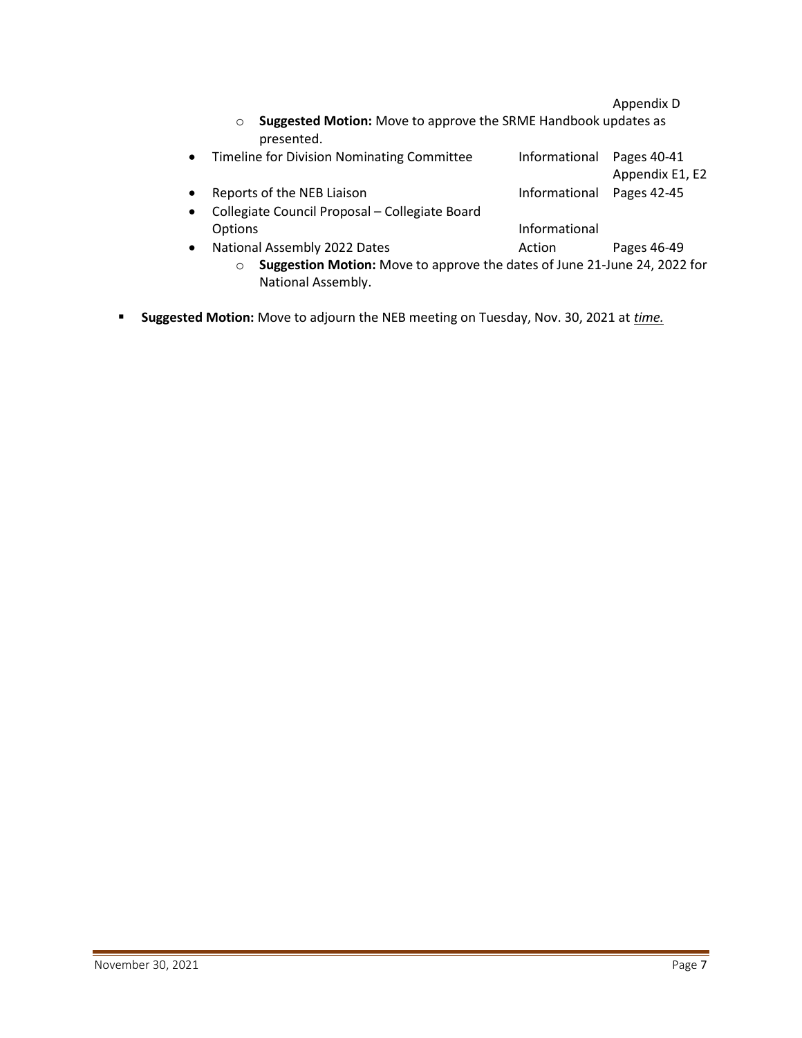Appendix D

- **Suggested Motion:** Move to approve the SRME Handbook updates as presented.

- Timeline for Division Nominating Committee — Informational — Pages 40-41, Appendix E1, E2
- Reports of the NEB Liaison — Informational — Pages 42-45
- Collegiate Council Proposal – Collegiate Board Options — Informational
- National Assembly 2022 Dates — Action — Pages 46-49
  - **Suggestion Motion:** Move to approve the dates of June 21-June 24, 2022 for National Assembly.

- **Suggested Motion:** Move to adjourn the NEB meeting on Tuesday, Nov. 30, 2021 at *time.*